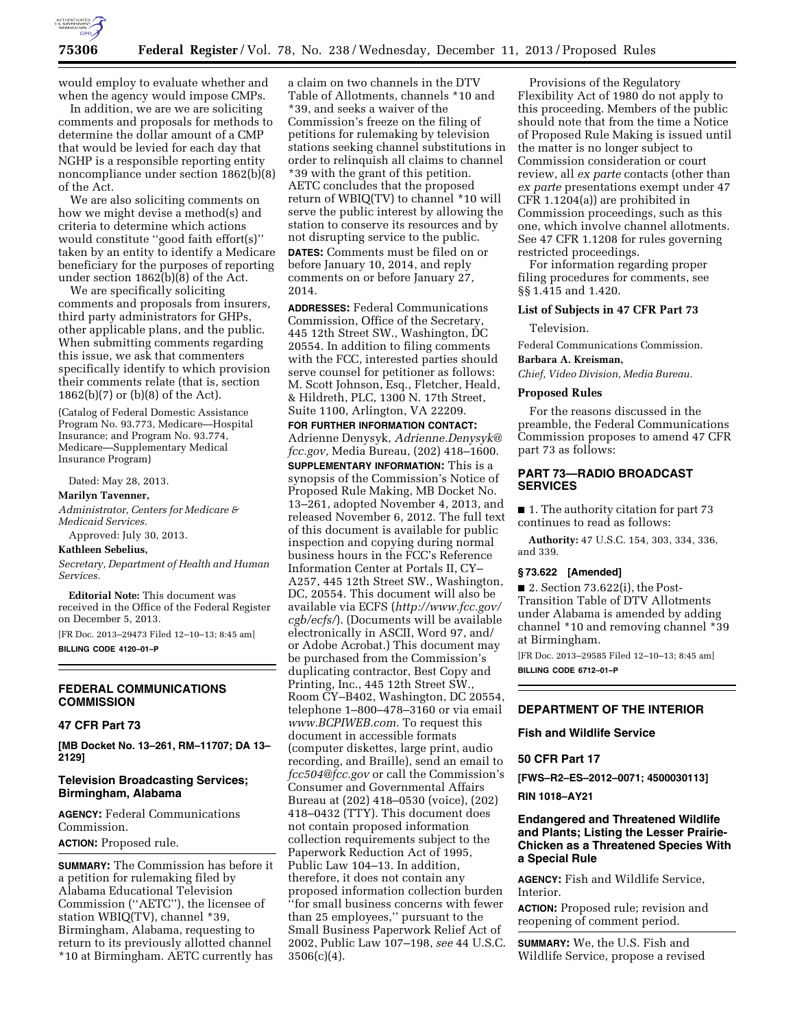would employ to evaluate whether and when the agency would impose CMPs.

In addition, we are we are soliciting comments and proposals for methods to determine the dollar amount of a CMP that would be levied for each day that NGHP is a responsible reporting entity noncompliance under section 1862(b)(8) of the Act.

We are also soliciting comments on how we might devise a method(s) and criteria to determine which actions would constitute ''good faith effort(s)'' taken by an entity to identify a Medicare beneficiary for the purposes of reporting under section 1862(b)(8) of the Act.

We are specifically soliciting comments and proposals from insurers, third party administrators for GHPs, other applicable plans, and the public. When submitting comments regarding this issue, we ask that commenters specifically identify to which provision their comments relate (that is, section 1862(b)(7) or (b)(8) of the Act).

(Catalog of Federal Domestic Assistance Program No. 93.773, Medicare—Hospital Insurance; and Program No. 93.774, Medicare—Supplementary Medical Insurance Program)

Dated: May 28, 2013.

**Marilyn Tavenner,**

*Administrator, Centers for Medicare & Medicaid Services.*

Approved: July 30, 2013.

**Kathleen Sebelius,**

*Secretary, Department of Health and Human Services.*

**Editorial Note:** This document was received in the Office of the Federal Register on December 5, 2013.

[FR Doc. 2013–29473 Filed 12–10–13; 8:45 am]

**BILLING CODE 4120–01–P**

## FEDERAL COMMUNICATIONS COMMISSION

### 47 CFR Part 73

**[MB Docket No. 13–261, RM–11707; DA 13–2129]**

### Television Broadcasting Services; Birmingham, Alabama

**AGENCY:** Federal Communications Commission.

**ACTION:** Proposed rule.

**SUMMARY:** The Commission has before it a petition for rulemaking filed by Alabama Educational Television Commission (''AETC''), the licensee of station WBIQ(TV), channel *39, Birmingham, Alabama, requesting to return to its previously allotted channel *10 at Birmingham. AETC currently has a claim on two channels in the DTV Table of Allotments, channels *10 and *39, and seeks a waiver of the Commission's freeze on the filing of petitions for rulemaking by television stations seeking channel substitutions in order to relinquish all claims to channel *39 with the grant of this petition. AETC concludes that the proposed return of WBIQ(TV) to channel *10 will serve the public interest by allowing the station to conserve its resources and by not disrupting service to the public.

**DATES:** Comments must be filed on or before January 10, 2014, and reply comments on or before January 27, 2014.

**ADDRESSES:** Federal Communications Commission, Office of the Secretary, 445 12th Street SW., Washington, DC 20554. In addition to filing comments with the FCC, interested parties should serve counsel for petitioner as follows: M. Scott Johnson, Esq., Fletcher, Heald, & Hildreth, PLC, 1300 N. 17th Street, Suite 1100, Arlington, VA 22209.

**FOR FURTHER INFORMATION CONTACT:** Adrienne Denysyk, *Adrienne.Denysyk@fcc.gov,* Media Bureau, (202) 418–1600.

**SUPPLEMENTARY INFORMATION:** This is a synopsis of the Commission's Notice of Proposed Rule Making, MB Docket No. 13–261, adopted November 4, 2013, and released November 6, 2012. The full text of this document is available for public inspection and copying during normal business hours in the FCC's Reference Information Center at Portals II, CY–A257, 445 12th Street SW., Washington, DC, 20554. This document will also be available via ECFS (*http://www.fcc.gov/cgb/ecfs/*). (Documents will be available electronically in ASCII, Word 97, and/or Adobe Acrobat.) This document may be purchased from the Commission's duplicating contractor, Best Copy and Printing, Inc., 445 12th Street SW., Room CY–B402, Washington, DC 20554, telephone 1–800–478–3160 or via email *www.BCPIWEB.com.* To request this document in accessible formats (computer diskettes, large print, audio recording, and Braille), send an email to *fcc504@fcc.gov* or call the Commission's Consumer and Governmental Affairs Bureau at (202) 418–0530 (voice), (202) 418–0432 (TTY). This document does not contain proposed information collection requirements subject to the Paperwork Reduction Act of 1995, Public Law 104–13. In addition, therefore, it does not contain any proposed information collection burden ''for small business concerns with fewer than 25 employees,'' pursuant to the Small Business Paperwork Relief Act of 2002, Public Law 107–198, *see* 44 U.S.C. 3506(c)(4).

Provisions of the Regulatory Flexibility Act of 1980 do not apply to this proceeding. Members of the public should note that from the time a Notice of Proposed Rule Making is issued until the matter is no longer subject to Commission consideration or court review, all *ex parte* contacts (other than *ex parte* presentations exempt under 47 CFR 1.1204(a)) are prohibited in Commission proceedings, such as this one, which involve channel allotments. See 47 CFR 1.1208 for rules governing restricted proceedings.

For information regarding proper filing procedures for comments, see §§ 1.415 and 1.420.

### List of Subjects in 47 CFR Part 73

Television.

Federal Communications Commission.

**Barbara A. Kreisman,**

*Chief, Video Division, Media Bureau.*

### Proposed Rules

For the reasons discussed in the preamble, the Federal Communications Commission proposes to amend 47 CFR part 73 as follows:

## PART 73—RADIO BROADCAST SERVICES

■ 1. The authority citation for part 73 continues to read as follows:

**Authority:** 47 U.S.C. 154, 303, 334, 336, and 339.

#### § 73.622 [Amended]

■ 2. Section 73.622(i), the Post-Transition Table of DTV Allotments under Alabama is amended by adding channel *10 and removing channel *39 at Birmingham.

[FR Doc. 2013–29585 Filed 12–10–13; 8:45 am]

**BILLING CODE 6712–01–P**

## DEPARTMENT OF THE INTERIOR

### Fish and Wildlife Service

### 50 CFR Part 17

**[FWS–R2–ES–2012–0071; 4500030113]**

**RIN 1018–AY21**

### Endangered and Threatened Wildlife and Plants; Listing the Lesser Prairie-Chicken as a Threatened Species With a Special Rule

**AGENCY:** Fish and Wildlife Service, Interior.

**ACTION:** Proposed rule; revision and reopening of comment period.

**SUMMARY:** We, the U.S. Fish and Wildlife Service, propose a revised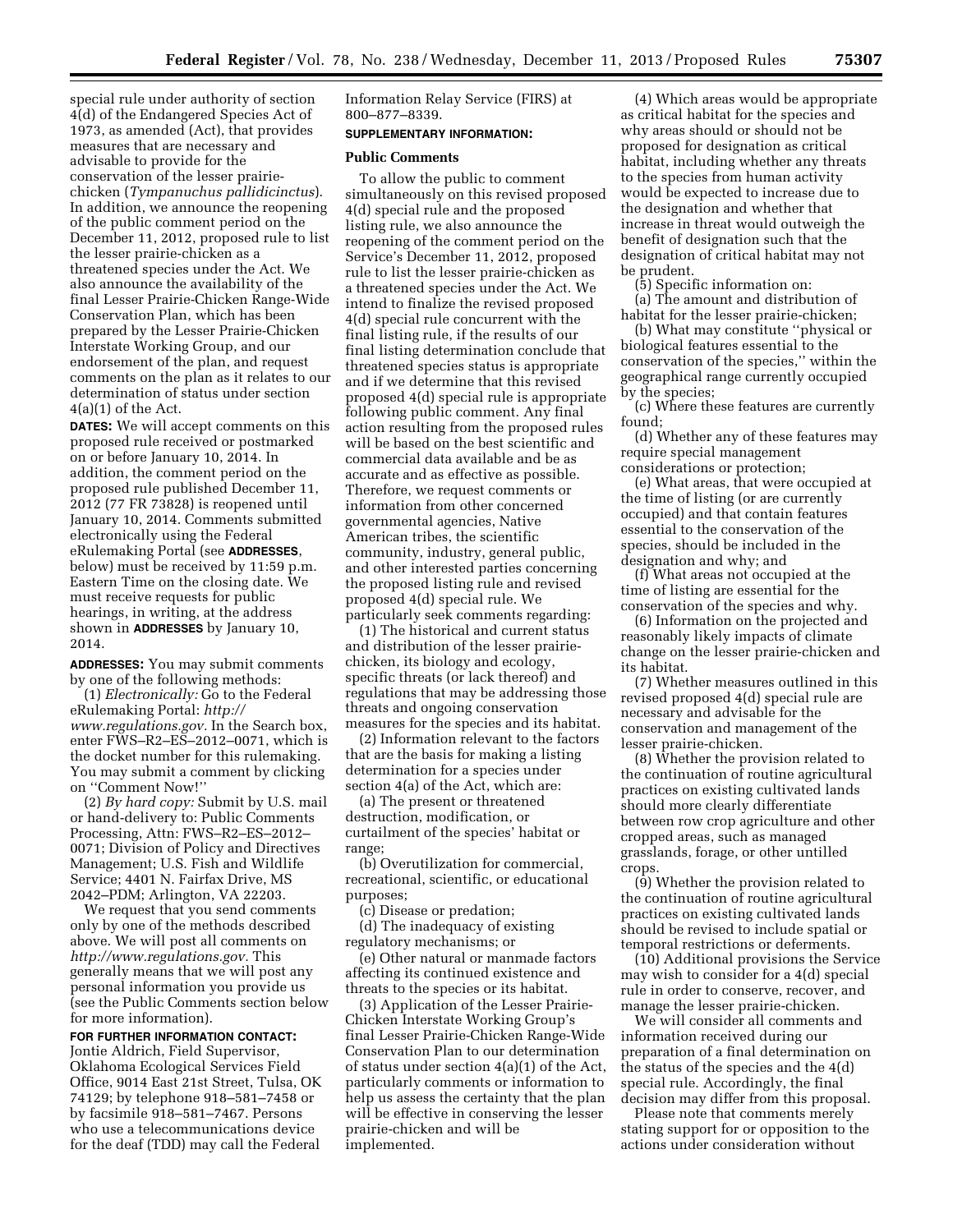special rule under authority of section 4(d) of the Endangered Species Act of 1973, as amended (Act), that provides measures that are necessary and advisable to provide for the conservation of the lesser prairie-chicken (*Tympanuchus pallidicinctus*). In addition, we announce the reopening of the public comment period on the December 11, 2012, proposed rule to list the lesser prairie-chicken as a threatened species under the Act. We also announce the availability of the final Lesser Prairie-Chicken Range-Wide Conservation Plan, which has been prepared by the Lesser Prairie-Chicken Interstate Working Group, and our endorsement of the plan, and request comments on the plan as it relates to our determination of status under section 4(a)(1) of the Act.

**DATES:** We will accept comments on this proposed rule received or postmarked on or before January 10, 2014. In addition, the comment period on the proposed rule published December 11, 2012 (77 FR 73828) is reopened until January 10, 2014. Comments submitted electronically using the Federal eRulemaking Portal (see **ADDRESSES**, below) must be received by 11:59 p.m. Eastern Time on the closing date. We must receive requests for public hearings, in writing, at the address shown in **ADDRESSES** by January 10, 2014.

**ADDRESSES:** You may submit comments by one of the following methods:

(1) *Electronically:* Go to the Federal eRulemaking Portal: *http://www.regulations.gov.* In the Search box, enter FWS–R2–ES–2012–0071, which is the docket number for this rulemaking. You may submit a comment by clicking on ''Comment Now!''

(2) *By hard copy:* Submit by U.S. mail or hand-delivery to: Public Comments Processing, Attn: FWS–R2–ES–2012–0071; Division of Policy and Directives Management; U.S. Fish and Wildlife Service; 4401 N. Fairfax Drive, MS 2042–PDM; Arlington, VA 22203.

We request that you send comments only by one of the methods described above. We will post all comments on *http://www.regulations.gov.* This generally means that we will post any personal information you provide us (see the Public Comments section below for more information).

**FOR FURTHER INFORMATION CONTACT:** Jontie Aldrich, Field Supervisor, Oklahoma Ecological Services Field Office, 9014 East 21st Street, Tulsa, OK 74129; by telephone 918–581–7458 or by facsimile 918–581–7467. Persons who use a telecommunications device for the deaf (TDD) may call the Federal Information Relay Service (FIRS) at 800–877–8339.

**SUPPLEMENTARY INFORMATION:**

## Public Comments

To allow the public to comment simultaneously on this revised proposed 4(d) special rule and the proposed listing rule, we also announce the reopening of the comment period on the Service's December 11, 2012, proposed rule to list the lesser prairie-chicken as a threatened species under the Act. We intend to finalize the revised proposed 4(d) special rule concurrent with the final listing rule, if the results of our final listing determination conclude that threatened species status is appropriate and if we determine that this revised proposed 4(d) special rule is appropriate following public comment. Any final action resulting from the proposed rules will be based on the best scientific and commercial data available and be as accurate and as effective as possible. Therefore, we request comments or information from other concerned governmental agencies, Native American tribes, the scientific community, industry, general public, and other interested parties concerning the proposed listing rule and revised proposed 4(d) special rule. We particularly seek comments regarding:

(1) The historical and current status and distribution of the lesser prairie-chicken, its biology and ecology, specific threats (or lack thereof) and regulations that may be addressing those threats and ongoing conservation measures for the species and its habitat.

(2) Information relevant to the factors that are the basis for making a listing determination for a species under section 4(a) of the Act, which are:

(a) The present or threatened destruction, modification, or curtailment of the species' habitat or range;

(b) Overutilization for commercial, recreational, scientific, or educational purposes;

(c) Disease or predation;

(d) The inadequacy of existing regulatory mechanisms; or

(e) Other natural or manmade factors affecting its continued existence and threats to the species or its habitat.

(3) Application of the Lesser Prairie-Chicken Interstate Working Group's final Lesser Prairie-Chicken Range-Wide Conservation Plan to our determination of status under section 4(a)(1) of the Act, particularly comments or information to help us assess the certainty that the plan will be effective in conserving the lesser prairie-chicken and will be implemented.

(4) Which areas would be appropriate as critical habitat for the species and why areas should or should not be proposed for designation as critical habitat, including whether any threats to the species from human activity would be expected to increase due to the designation and whether that increase in threat would outweigh the benefit of designation such that the designation of critical habitat may not be prudent.

(5) Specific information on:

(a) The amount and distribution of habitat for the lesser prairie-chicken;

(b) What may constitute ''physical or biological features essential to the conservation of the species,'' within the geographical range currently occupied by the species;

(c) Where these features are currently found;

(d) Whether any of these features may require special management considerations or protection;

(e) What areas, that were occupied at the time of listing (or are currently occupied) and that contain features essential to the conservation of the species, should be included in the designation and why; and

(f) What areas not occupied at the time of listing are essential for the conservation of the species and why.

(6) Information on the projected and reasonably likely impacts of climate change on the lesser prairie-chicken and its habitat.

(7) Whether measures outlined in this revised proposed 4(d) special rule are necessary and advisable for the conservation and management of the lesser prairie-chicken.

(8) Whether the provision related to the continuation of routine agricultural practices on existing cultivated lands should more clearly differentiate between row crop agriculture and other cropped areas, such as managed grasslands, forage, or other untilled crops.

(9) Whether the provision related to the continuation of routine agricultural practices on existing cultivated lands should be revised to include spatial or temporal restrictions or deferments.

(10) Additional provisions the Service may wish to consider for a 4(d) special rule in order to conserve, recover, and manage the lesser prairie-chicken.

We will consider all comments and information received during our preparation of a final determination on the status of the species and the 4(d) special rule. Accordingly, the final decision may differ from this proposal.

Please note that comments merely stating support for or opposition to the actions under consideration without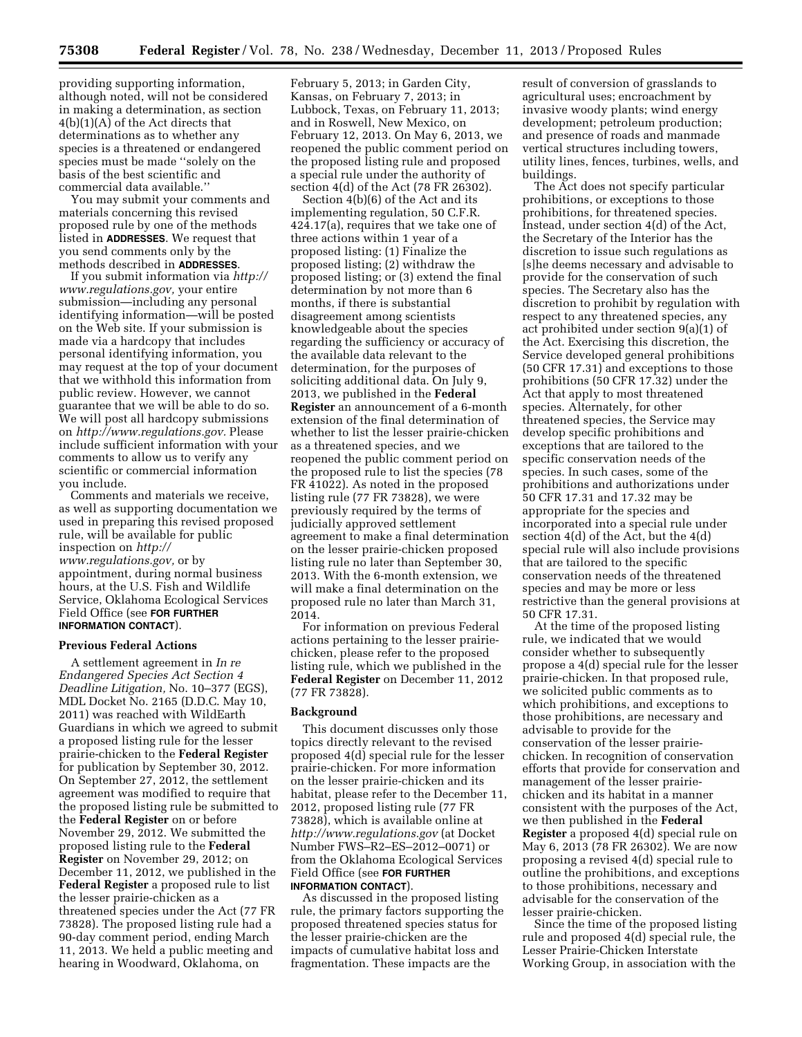providing supporting information, although noted, will not be considered in making a determination, as section 4(b)(1)(A) of the Act directs that determinations as to whether any species is a threatened or endangered species must be made ''solely on the basis of the best scientific and commercial data available.''

You may submit your comments and materials concerning this revised proposed rule by one of the methods listed in **ADDRESSES**. We request that you send comments only by the methods described in **ADDRESSES**.

If you submit information via *http://www.regulations.gov,* your entire submission—including any personal identifying information—will be posted on the Web site. If your submission is made via a hardcopy that includes personal identifying information, you may request at the top of your document that we withhold this information from public review. However, we cannot guarantee that we will be able to do so. We will post all hardcopy submissions on *http://www.regulations.gov.* Please include sufficient information with your comments to allow us to verify any scientific or commercial information you include.

Comments and materials we receive, as well as supporting documentation we used in preparing this revised proposed rule, will be available for public inspection on *http://www.regulations.gov,* or by appointment, during normal business hours, at the U.S. Fish and Wildlife Service, Oklahoma Ecological Services Field Office (see **FOR FURTHER INFORMATION CONTACT**).

## Previous Federal Actions

A settlement agreement in *In re Endangered Species Act Section 4 Deadline Litigation,* No. 10–377 (EGS), MDL Docket No. 2165 (D.D.C. May 10, 2011) was reached with WildEarth Guardians in which we agreed to submit a proposed listing rule for the lesser prairie-chicken to the **Federal Register** for publication by September 30, 2012. On September 27, 2012, the settlement agreement was modified to require that the proposed listing rule be submitted to the **Federal Register** on or before November 29, 2012. We submitted the proposed listing rule to the **Federal Register** on November 29, 2012; on December 11, 2012, we published in the **Federal Register** a proposed rule to list the lesser prairie-chicken as a threatened species under the Act (77 FR 73828). The proposed listing rule had a 90-day comment period, ending March 11, 2013. We held a public meeting and hearing in Woodward, Oklahoma, on February 5, 2013; in Garden City, Kansas, on February 7, 2013; in Lubbock, Texas, on February 11, 2013; and in Roswell, New Mexico, on February 12, 2013. On May 6, 2013, we reopened the public comment period on the proposed listing rule and proposed a special rule under the authority of section 4(d) of the Act (78 FR 26302).

Section 4(b)(6) of the Act and its implementing regulation, 50 C.F.R. 424.17(a), requires that we take one of three actions within 1 year of a proposed listing: (1) Finalize the proposed listing; (2) withdraw the proposed listing; or (3) extend the final determination by not more than 6 months, if there is substantial disagreement among scientists knowledgeable about the species regarding the sufficiency or accuracy of the available data relevant to the determination, for the purposes of soliciting additional data. On July 9, 2013, we published in the **Federal Register** an announcement of a 6-month extension of the final determination of whether to list the lesser prairie-chicken as a threatened species, and we reopened the public comment period on the proposed rule to list the species (78 FR 41022). As noted in the proposed listing rule (77 FR 73828), we were previously required by the terms of judicially approved settlement agreement to make a final determination on the lesser prairie-chicken proposed listing rule no later than September 30, 2013. With the 6-month extension, we will make a final determination on the proposed rule no later than March 31, 2014.

For information on previous Federal actions pertaining to the lesser prairie-chicken, please refer to the proposed listing rule, which we published in the **Federal Register** on December 11, 2012 (77 FR 73828).

## Background

This document discusses only those topics directly relevant to the revised proposed 4(d) special rule for the lesser prairie-chicken. For more information on the lesser prairie-chicken and its habitat, please refer to the December 11, 2012, proposed listing rule (77 FR 73828), which is available online at *http://www.regulations.gov* (at Docket Number FWS–R2–ES–2012–0071) or from the Oklahoma Ecological Services Field Office (see **FOR FURTHER INFORMATION CONTACT**).

As discussed in the proposed listing rule, the primary factors supporting the proposed threatened species status for the lesser prairie-chicken are the impacts of cumulative habitat loss and fragmentation. These impacts are the result of conversion of grasslands to agricultural uses; encroachment by invasive woody plants; wind energy development; petroleum production; and presence of roads and manmade vertical structures including towers, utility lines, fences, turbines, wells, and buildings.

The Act does not specify particular prohibitions, or exceptions to those prohibitions, for threatened species. Instead, under section 4(d) of the Act, the Secretary of the Interior has the discretion to issue such regulations as [s]he deems necessary and advisable to provide for the conservation of such species. The Secretary also has the discretion to prohibit by regulation with respect to any threatened species, any act prohibited under section 9(a)(1) of the Act. Exercising this discretion, the Service developed general prohibitions (50 CFR 17.31) and exceptions to those prohibitions (50 CFR 17.32) under the Act that apply to most threatened species. Alternately, for other threatened species, the Service may develop specific prohibitions and exceptions that are tailored to the specific conservation needs of the species. In such cases, some of the prohibitions and authorizations under 50 CFR 17.31 and 17.32 may be appropriate for the species and incorporated into a special rule under section 4(d) of the Act, but the 4(d) special rule will also include provisions that are tailored to the specific conservation needs of the threatened species and may be more or less restrictive than the general provisions at 50 CFR 17.31.

At the time of the proposed listing rule, we indicated that we would consider whether to subsequently propose a 4(d) special rule for the lesser prairie-chicken. In that proposed rule, we solicited public comments as to which prohibitions, and exceptions to those prohibitions, are necessary and advisable to provide for the conservation of the lesser prairie-chicken. In recognition of conservation efforts that provide for conservation and management of the lesser prairie-chicken and its habitat in a manner consistent with the purposes of the Act, we then published in the **Federal Register** a proposed 4(d) special rule on May 6, 2013 (78 FR 26302). We are now proposing a revised 4(d) special rule to outline the prohibitions, and exceptions to those prohibitions, necessary and advisable for the conservation of the lesser prairie-chicken.

Since the time of the proposed listing rule and proposed 4(d) special rule, the Lesser Prairie-Chicken Interstate Working Group, in association with the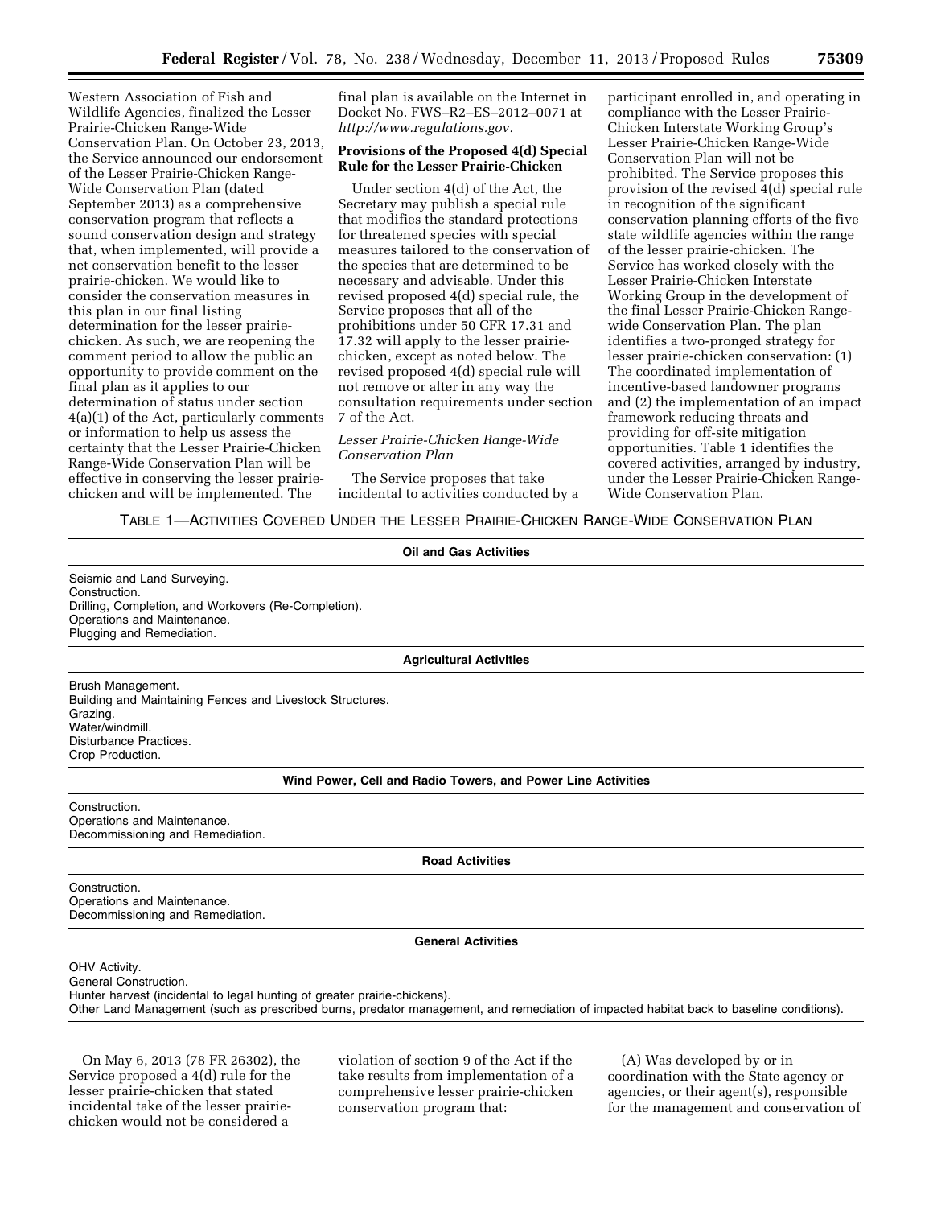Western Association of Fish and Wildlife Agencies, finalized the Lesser Prairie-Chicken Range-Wide Conservation Plan. On October 23, 2013, the Service announced our endorsement of the Lesser Prairie-Chicken Range-Wide Conservation Plan (dated September 2013) as a comprehensive conservation program that reflects a sound conservation design and strategy that, when implemented, will provide a net conservation benefit to the lesser prairie-chicken. We would like to consider the conservation measures in this plan in our final listing determination for the lesser prairie-chicken. As such, we are reopening the comment period to allow the public an opportunity to provide comment on the final plan as it applies to our determination of status under section 4(a)(1) of the Act, particularly comments or information to help us assess the certainty that the Lesser Prairie-Chicken Range-Wide Conservation Plan will be effective in conserving the lesser prairie-chicken and will be implemented. The final plan is available on the Internet in Docket No. FWS–R2–ES–2012–0071 at *http://www.regulations.gov.*

## Provisions of the Proposed 4(d) Special Rule for the Lesser Prairie-Chicken

Under section 4(d) of the Act, the Secretary may publish a special rule that modifies the standard protections for threatened species with special measures tailored to the conservation of the species that are determined to be necessary and advisable. Under this revised proposed 4(d) special rule, the Service proposes that all of the prohibitions under 50 CFR 17.31 and 17.32 will apply to the lesser prairie-chicken, except as noted below. The revised proposed 4(d) special rule will not remove or alter in any way the consultation requirements under section 7 of the Act.

### *Lesser Prairie-Chicken Range-Wide Conservation Plan*

The Service proposes that take incidental to activities conducted by a participant enrolled in, and operating in compliance with the Lesser Prairie-Chicken Interstate Working Group's Lesser Prairie-Chicken Range-Wide Conservation Plan will not be prohibited. The Service proposes this provision of the revised 4(d) special rule in recognition of the significant conservation planning efforts of the five state wildlife agencies within the range of the lesser prairie-chicken. The Service has worked closely with the Lesser Prairie-Chicken Interstate Working Group in the development of the final Lesser Prairie-Chicken Range-wide Conservation Plan. The plan identifies a two-pronged strategy for lesser prairie-chicken conservation: (1) The coordinated implementation of incentive-based landowner programs and (2) the implementation of an impact framework reducing threats and providing for off-site mitigation opportunities. Table 1 identifies the covered activities, arranged by industry, under the Lesser Prairie-Chicken Range-Wide Conservation Plan.

TABLE 1—ACTIVITIES COVERED UNDER THE LESSER PRAIRIE-CHICKEN RANGE-WIDE CONSERVATION PLAN

| **Oil and Gas Activities** |
|---|
| Seismic and Land Surveying. |
| Construction. |
| Drilling, Completion, and Workovers (Re-Completion). |
| Operations and Maintenance. |
| Plugging and Remediation. |
| **Agricultural Activities** |
| Brush Management. |
| Building and Maintaining Fences and Livestock Structures. |
| Grazing. |
| Water/windmill. |
| Disturbance Practices. |
| Crop Production. |
| **Wind Power, Cell and Radio Towers, and Power Line Activities** |
| Construction. |
| Operations and Maintenance. |
| Decommissioning and Remediation. |
| **Road Activities** |
| Construction. |
| Operations and Maintenance. |
| Decommissioning and Remediation. |
| **General Activities** |
| OHV Activity. |
| General Construction. |
| Hunter harvest (incidental to legal hunting of greater prairie-chickens). |
| Other Land Management (such as prescribed burns, predator management, and remediation of impacted habitat back to baseline conditions). |

On May 6, 2013 (78 FR 26302), the Service proposed a 4(d) rule for the lesser prairie-chicken that stated incidental take of the lesser prairie-chicken would not be considered a violation of section 9 of the Act if the take results from implementation of a comprehensive lesser prairie-chicken conservation program that:

(A) Was developed by or in coordination with the State agency or agencies, or their agent(s), responsible for the management and conservation of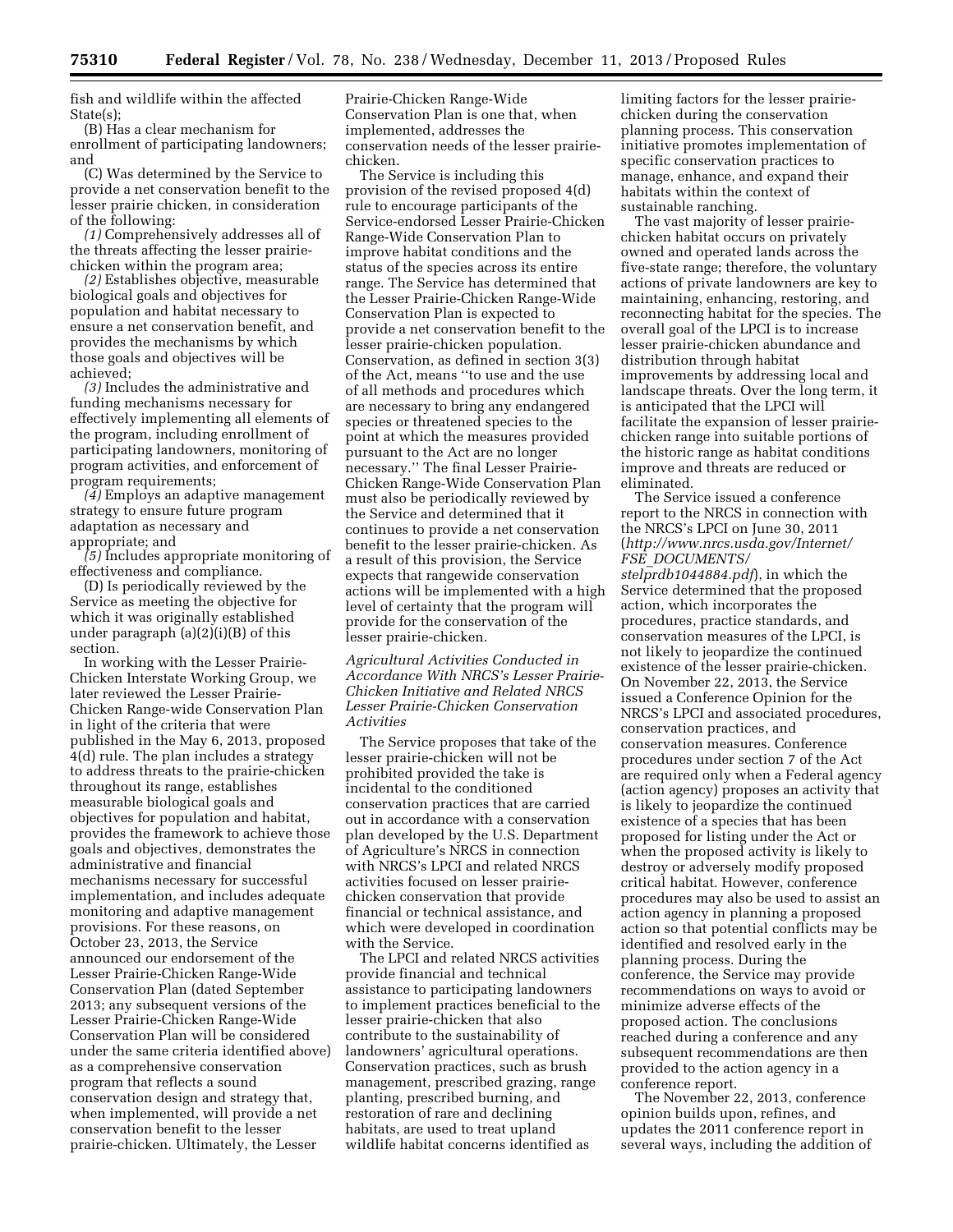fish and wildlife within the affected State(s);

(B) Has a clear mechanism for enrollment of participating landowners; and

(C) Was determined by the Service to provide a net conservation benefit to the lesser prairie chicken, in consideration of the following:

*(1)* Comprehensively addresses all of the threats affecting the lesser prairie-chicken within the program area;

*(2)* Establishes objective, measurable biological goals and objectives for population and habitat necessary to ensure a net conservation benefit, and provides the mechanisms by which those goals and objectives will be achieved;

*(3)* Includes the administrative and funding mechanisms necessary for effectively implementing all elements of the program, including enrollment of participating landowners, monitoring of program activities, and enforcement of program requirements;

*(4)* Employs an adaptive management strategy to ensure future program adaptation as necessary and appropriate; and

*(5)* Includes appropriate monitoring of effectiveness and compliance.

(D) Is periodically reviewed by the Service as meeting the objective for which it was originally established under paragraph (a)(2)(i)(B) of this section.

In working with the Lesser Prairie-Chicken Interstate Working Group, we later reviewed the Lesser Prairie-Chicken Range-wide Conservation Plan in light of the criteria that were published in the May 6, 2013, proposed 4(d) rule. The plan includes a strategy to address threats to the prairie-chicken throughout its range, establishes measurable biological goals and objectives for population and habitat, provides the framework to achieve those goals and objectives, demonstrates the administrative and financial mechanisms necessary for successful implementation, and includes adequate monitoring and adaptive management provisions. For these reasons, on October 23, 2013, the Service announced our endorsement of the Lesser Prairie-Chicken Range-Wide Conservation Plan (dated September 2013; any subsequent versions of the Lesser Prairie-Chicken Range-Wide Conservation Plan will be considered under the same criteria identified above) as a comprehensive conservation program that reflects a sound conservation design and strategy that, when implemented, will provide a net conservation benefit to the lesser prairie-chicken. Ultimately, the Lesser Prairie-Chicken Range-Wide Conservation Plan is one that, when implemented, addresses the conservation needs of the lesser prairie-chicken.

The Service is including this provision of the revised proposed 4(d) rule to encourage participants of the Service-endorsed Lesser Prairie-Chicken Range-Wide Conservation Plan to improve habitat conditions and the status of the species across its entire range. The Service has determined that the Lesser Prairie-Chicken Range-Wide Conservation Plan is expected to provide a net conservation benefit to the lesser prairie-chicken population. Conservation, as defined in section 3(3) of the Act, means ''to use and the use of all methods and procedures which are necessary to bring any endangered species or threatened species to the point at which the measures provided pursuant to the Act are no longer necessary.'' The final Lesser Prairie-Chicken Range-Wide Conservation Plan must also be periodically reviewed by the Service and determined that it continues to provide a net conservation benefit to the lesser prairie-chicken. As a result of this provision, the Service expects that rangewide conservation actions will be implemented with a high level of certainty that the program will provide for the conservation of the lesser prairie-chicken.

### *Agricultural Activities Conducted in Accordance With NRCS's Lesser Prairie-Chicken Initiative and Related NRCS Lesser Prairie-Chicken Conservation Activities*

The Service proposes that take of the lesser prairie-chicken will not be prohibited provided the take is incidental to the conditioned conservation practices that are carried out in accordance with a conservation plan developed by the U.S. Department of Agriculture's NRCS in connection with NRCS's LPCI and related NRCS activities focused on lesser prairie-chicken conservation that provide financial or technical assistance, and which were developed in coordination with the Service.

The LPCI and related NRCS activities provide financial and technical assistance to participating landowners to implement practices beneficial to the lesser prairie-chicken that also contribute to the sustainability of landowners' agricultural operations. Conservation practices, such as brush management, prescribed grazing, range planting, prescribed burning, and restoration of rare and declining habitats, are used to treat upland wildlife habitat concerns identified as limiting factors for the lesser prairie-chicken during the conservation planning process. This conservation initiative promotes implementation of specific conservation practices to manage, enhance, and expand their habitats within the context of sustainable ranching.

The vast majority of lesser prairie-chicken habitat occurs on privately owned and operated lands across the five-state range; therefore, the voluntary actions of private landowners are key to maintaining, enhancing, restoring, and reconnecting habitat for the species. The overall goal of the LPCI is to increase lesser prairie-chicken abundance and distribution through habitat improvements by addressing local and landscape threats. Over the long term, it is anticipated that the LPCI will facilitate the expansion of lesser prairie-chicken range into suitable portions of the historic range as habitat conditions improve and threats are reduced or eliminated.

The Service issued a conference report to the NRCS in connection with the NRCS's LPCI on June 30, 2011 (*http://www.nrcs.usda.gov/Internet/FSE_DOCUMENTS/stelprdb1044884.pdf*), in which the Service determined that the proposed action, which incorporates the procedures, practice standards, and conservation measures of the LPCI, is not likely to jeopardize the continued existence of the lesser prairie-chicken. On November 22, 2013, the Service issued a Conference Opinion for the NRCS's LPCI and associated procedures, conservation practices, and conservation measures. Conference procedures under section 7 of the Act are required only when a Federal agency (action agency) proposes an activity that is likely to jeopardize the continued existence of a species that has been proposed for listing under the Act or when the proposed activity is likely to destroy or adversely modify proposed critical habitat. However, conference procedures may also be used to assist an action agency in planning a proposed action so that potential conflicts may be identified and resolved early in the planning process. During the conference, the Service may provide recommendations on ways to avoid or minimize adverse effects of the proposed action. The conclusions reached during a conference and any subsequent recommendations are then provided to the action agency in a conference report.

The November 22, 2013, conference opinion builds upon, refines, and updates the 2011 conference report in several ways, including the addition of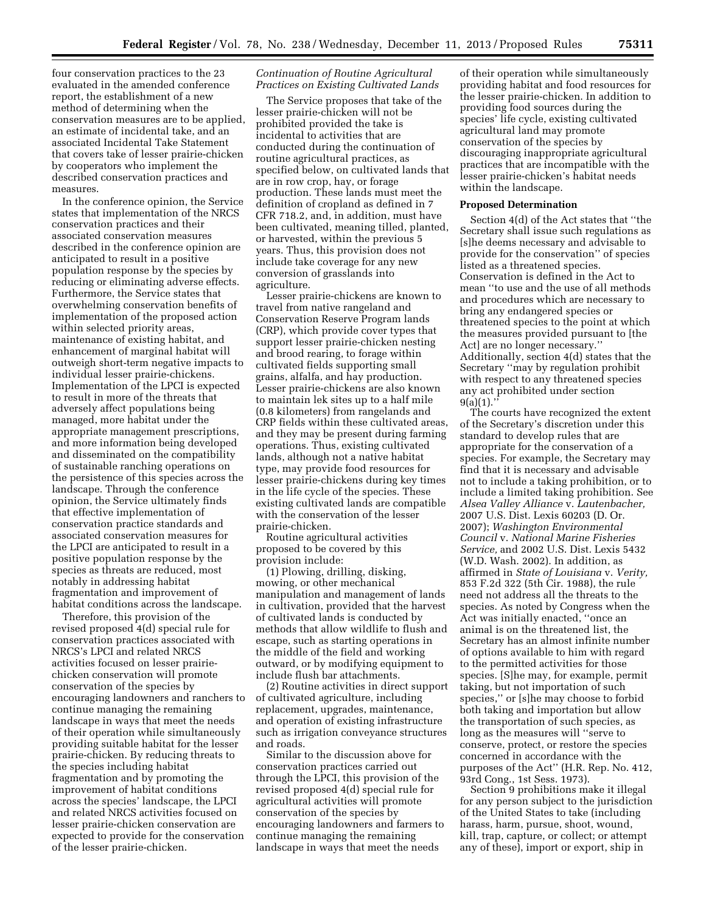four conservation practices to the 23 evaluated in the amended conference report, the establishment of a new method of determining when the conservation measures are to be applied, an estimate of incidental take, and an associated Incidental Take Statement that covers take of lesser prairie-chicken by cooperators who implement the described conservation practices and measures.

In the conference opinion, the Service states that implementation of the NRCS conservation practices and their associated conservation measures described in the conference opinion are anticipated to result in a positive population response by the species by reducing or eliminating adverse effects. Furthermore, the Service states that overwhelming conservation benefits of implementation of the proposed action within selected priority areas, maintenance of existing habitat, and enhancement of marginal habitat will outweigh short-term negative impacts to individual lesser prairie-chickens. Implementation of the LPCI is expected to result in more of the threats that adversely affect populations being managed, more habitat under the appropriate management prescriptions, and more information being developed and disseminated on the compatibility of sustainable ranching operations on the persistence of this species across the landscape. Through the conference opinion, the Service ultimately finds that effective implementation of conservation practice standards and associated conservation measures for the LPCI are anticipated to result in a positive population response by the species as threats are reduced, most notably in addressing habitat fragmentation and improvement of habitat conditions across the landscape.

Therefore, this provision of the revised proposed 4(d) special rule for conservation practices associated with NRCS's LPCI and related NRCS activities focused on lesser prairie-chicken conservation will promote conservation of the species by encouraging landowners and ranchers to continue managing the remaining landscape in ways that meet the needs of their operation while simultaneously providing suitable habitat for the lesser prairie-chicken. By reducing threats to the species including habitat fragmentation and by promoting the improvement of habitat conditions across the species' landscape, the LPCI and related NRCS activities focused on lesser prairie-chicken conservation are expected to provide for the conservation of the lesser prairie-chicken.

*Continuation of Routine Agricultural Practices on Existing Cultivated Lands*

The Service proposes that take of the lesser prairie-chicken will not be prohibited provided the take is incidental to activities that are conducted during the continuation of routine agricultural practices, as specified below, on cultivated lands that are in row crop, hay, or forage production. These lands must meet the definition of cropland as defined in 7 CFR 718.2, and, in addition, must have been cultivated, meaning tilled, planted, or harvested, within the previous 5 years. Thus, this provision does not include take coverage for any new conversion of grasslands into agriculture.

Lesser prairie-chickens are known to travel from native rangeland and Conservation Reserve Program lands (CRP), which provide cover types that support lesser prairie-chicken nesting and brood rearing, to forage within cultivated fields supporting small grains, alfalfa, and hay production. Lesser prairie-chickens are also known to maintain lek sites up to a half mile (0.8 kilometers) from rangelands and CRP fields within these cultivated areas, and they may be present during farming operations. Thus, existing cultivated lands, although not a native habitat type, may provide food resources for lesser prairie-chickens during key times in the life cycle of the species. These existing cultivated lands are compatible with the conservation of the lesser prairie-chicken.

Routine agricultural activities proposed to be covered by this provision include:

(1) Plowing, drilling, disking, mowing, or other mechanical manipulation and management of lands in cultivation, provided that the harvest of cultivated lands is conducted by methods that allow wildlife to flush and escape, such as starting operations in the middle of the field and working outward, or by modifying equipment to include flush bar attachments.

(2) Routine activities in direct support of cultivated agriculture, including replacement, upgrades, maintenance, and operation of existing infrastructure such as irrigation conveyance structures and roads.

Similar to the discussion above for conservation practices carried out through the LPCI, this provision of the revised proposed 4(d) special rule for agricultural activities will promote conservation of the species by encouraging landowners and farmers to continue managing the remaining landscape in ways that meet the needs of their operation while simultaneously providing habitat and food resources for the lesser prairie-chicken. In addition to providing food sources during the species' life cycle, existing cultivated agricultural land may promote conservation of the species by discouraging inappropriate agricultural practices that are incompatible with the lesser prairie-chicken's habitat needs within the landscape.

## Proposed Determination

Section 4(d) of the Act states that "the Secretary shall issue such regulations as [s]he deems necessary and advisable to provide for the conservation" of species listed as a threatened species. Conservation is defined in the Act to mean "to use and the use of all methods and procedures which are necessary to bring any endangered species or threatened species to the point at which the measures provided pursuant to [the Act] are no longer necessary." Additionally, section 4(d) states that the Secretary "may by regulation prohibit with respect to any threatened species any act prohibited under section 9(a)(1)."

The courts have recognized the extent of the Secretary's discretion under this standard to develop rules that are appropriate for the conservation of a species. For example, the Secretary may find that it is necessary and advisable not to include a taking prohibition, or to include a limited taking prohibition. See *Alsea Valley Alliance* v. *Lautenbacher,* 2007 U.S. Dist. Lexis 60203 (D. Or. 2007); *Washington Environmental Council* v. *National Marine Fisheries Service,* and 2002 U.S. Dist. Lexis 5432 (W.D. Wash. 2002). In addition, as affirmed in *State of Louisiana* v. *Verity,* 853 F.2d 322 (5th Cir. 1988), the rule need not address all the threats to the species. As noted by Congress when the Act was initially enacted, "once an animal is on the threatened list, the Secretary has an almost infinite number of options available to him with regard to the permitted activities for those species. [S]he may, for example, permit taking, but not importation of such species," or [s]he may choose to forbid both taking and importation but allow the transportation of such species, as long as the measures will "serve to conserve, protect, or restore the species concerned in accordance with the purposes of the Act" (H.R. Rep. No. 412, 93rd Cong., 1st Sess. 1973).

Section 9 prohibitions make it illegal for any person subject to the jurisdiction of the United States to take (including harass, harm, pursue, shoot, wound, kill, trap, capture, or collect; or attempt any of these), import or export, ship in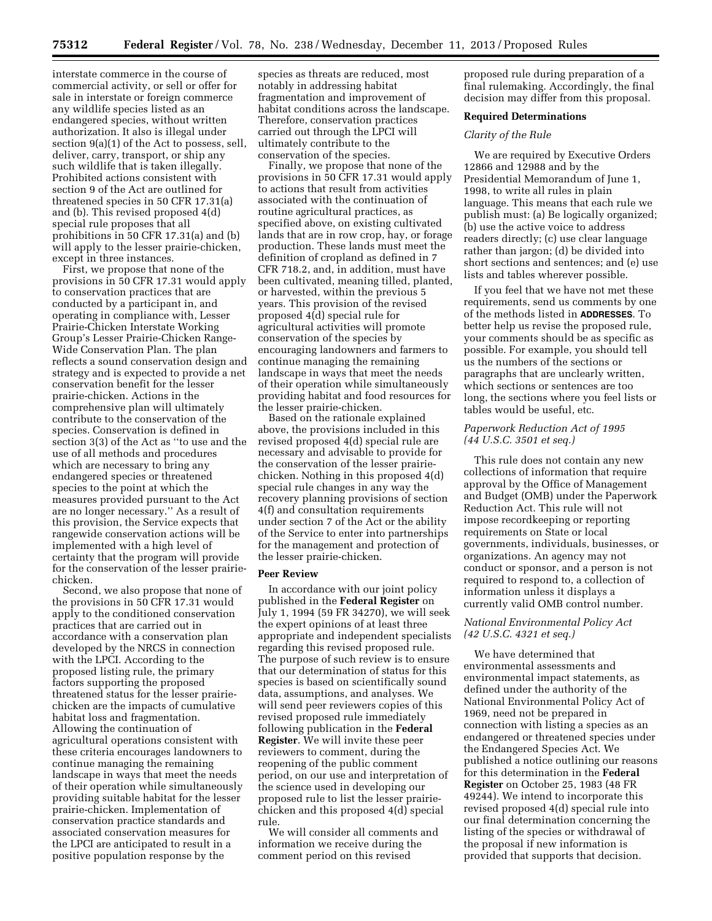interstate commerce in the course of commercial activity, or sell or offer for sale in interstate or foreign commerce any wildlife species listed as an endangered species, without written authorization. It also is illegal under section 9(a)(1) of the Act to possess, sell, deliver, carry, transport, or ship any such wildlife that is taken illegally. Prohibited actions consistent with section 9 of the Act are outlined for threatened species in 50 CFR 17.31(a) and (b). This revised proposed 4(d) special rule proposes that all prohibitions in 50 CFR 17.31(a) and (b) will apply to the lesser prairie-chicken, except in three instances.

First, we propose that none of the provisions in 50 CFR 17.31 would apply to conservation practices that are conducted by a participant in, and operating in compliance with, Lesser Prairie-Chicken Interstate Working Group's Lesser Prairie-Chicken Range-Wide Conservation Plan. The plan reflects a sound conservation design and strategy and is expected to provide a net conservation benefit for the lesser prairie-chicken. Actions in the comprehensive plan will ultimately contribute to the conservation of the species. Conservation is defined in section 3(3) of the Act as ''to use and the use of all methods and procedures which are necessary to bring any endangered species or threatened species to the point at which the measures provided pursuant to the Act are no longer necessary.'' As a result of this provision, the Service expects that rangewide conservation actions will be implemented with a high level of certainty that the program will provide for the conservation of the lesser prairie-chicken.

Second, we also propose that none of the provisions in 50 CFR 17.31 would apply to the conditioned conservation practices that are carried out in accordance with a conservation plan developed by the NRCS in connection with the LPCI. According to the proposed listing rule, the primary factors supporting the proposed threatened status for the lesser prairie-chicken are the impacts of cumulative habitat loss and fragmentation. Allowing the continuation of agricultural operations consistent with these criteria encourages landowners to continue managing the remaining landscape in ways that meet the needs of their operation while simultaneously providing suitable habitat for the lesser prairie-chicken. Implementation of conservation practice standards and associated conservation measures for the LPCI are anticipated to result in a positive population response by the species as threats are reduced, most notably in addressing habitat fragmentation and improvement of habitat conditions across the landscape. Therefore, conservation practices carried out through the LPCI will ultimately contribute to the conservation of the species.

Finally, we propose that none of the provisions in 50 CFR 17.31 would apply to actions that result from activities associated with the continuation of routine agricultural practices, as specified above, on existing cultivated lands that are in row crop, hay, or forage production. These lands must meet the definition of cropland as defined in 7 CFR 718.2, and, in addition, must have been cultivated, meaning tilled, planted, or harvested, within the previous 5 years. This provision of the revised proposed 4(d) special rule for agricultural activities will promote conservation of the species by encouraging landowners and farmers to continue managing the remaining landscape in ways that meet the needs of their operation while simultaneously providing habitat and food resources for the lesser prairie-chicken.

Based on the rationale explained above, the provisions included in this revised proposed 4(d) special rule are necessary and advisable to provide for the conservation of the lesser prairie-chicken. Nothing in this proposed 4(d) special rule changes in any way the recovery planning provisions of section 4(f) and consultation requirements under section 7 of the Act or the ability of the Service to enter into partnerships for the management and protection of the lesser prairie-chicken.

**Peer Review**

In accordance with our joint policy published in the **Federal Register** on July 1, 1994 (59 FR 34270), we will seek the expert opinions of at least three appropriate and independent specialists regarding this revised proposed rule. The purpose of such review is to ensure that our determination of status for this species is based on scientifically sound data, assumptions, and analyses. We will send peer reviewers copies of this revised proposed rule immediately following publication in the **Federal Register**. We will invite these peer reviewers to comment, during the reopening of the public comment period, on our use and interpretation of the science used in developing our proposed rule to list the lesser prairie-chicken and this proposed 4(d) special rule.

We will consider all comments and information we receive during the comment period on this revised proposed rule during preparation of a final rulemaking. Accordingly, the final decision may differ from this proposal.

**Required Determinations**

*Clarity of the Rule*

We are required by Executive Orders 12866 and 12988 and by the Presidential Memorandum of June 1, 1998, to write all rules in plain language. This means that each rule we publish must: (a) Be logically organized; (b) use the active voice to address readers directly; (c) use clear language rather than jargon; (d) be divided into short sections and sentences; and (e) use lists and tables wherever possible.

If you feel that we have not met these requirements, send us comments by one of the methods listed in **ADDRESSES**. To better help us revise the proposed rule, your comments should be as specific as possible. For example, you should tell us the numbers of the sections or paragraphs that are unclearly written, which sections or sentences are too long, the sections where you feel lists or tables would be useful, etc.

*Paperwork Reduction Act of 1995 (44 U.S.C. 3501 et seq.)*

This rule does not contain any new collections of information that require approval by the Office of Management and Budget (OMB) under the Paperwork Reduction Act. This rule will not impose recordkeeping or reporting requirements on State or local governments, individuals, businesses, or organizations. An agency may not conduct or sponsor, and a person is not required to respond to, a collection of information unless it displays a currently valid OMB control number.

*National Environmental Policy Act (42 U.S.C. 4321 et seq.)*

We have determined that environmental assessments and environmental impact statements, as defined under the authority of the National Environmental Policy Act of 1969, need not be prepared in connection with listing a species as an endangered or threatened species under the Endangered Species Act. We published a notice outlining our reasons for this determination in the **Federal Register** on October 25, 1983 (48 FR 49244). We intend to incorporate this revised proposed 4(d) special rule into our final determination concerning the listing of the species or withdrawal of the proposal if new information is provided that supports that decision.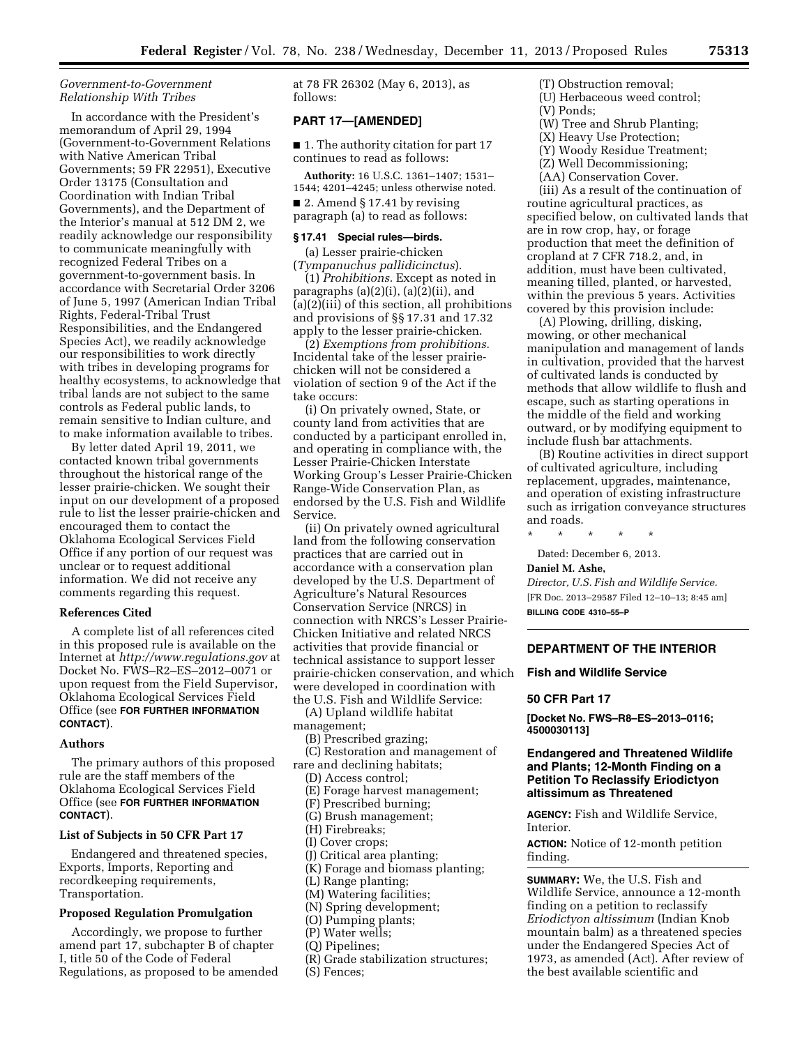*Government-to-Government Relationship With Tribes*

In accordance with the President's memorandum of April 29, 1994 (Government-to-Government Relations with Native American Tribal Governments; 59 FR 22951), Executive Order 13175 (Consultation and Coordination with Indian Tribal Governments), and the Department of the Interior's manual at 512 DM 2, we readily acknowledge our responsibility to communicate meaningfully with recognized Federal Tribes on a government-to-government basis. In accordance with Secretarial Order 3206 of June 5, 1997 (American Indian Tribal Rights, Federal-Tribal Trust Responsibilities, and the Endangered Species Act), we readily acknowledge our responsibilities to work directly with tribes in developing programs for healthy ecosystems, to acknowledge that tribal lands are not subject to the same controls as Federal public lands, to remain sensitive to Indian culture, and to make information available to tribes.

By letter dated April 19, 2011, we contacted known tribal governments throughout the historical range of the lesser prairie-chicken. We sought their input on our development of a proposed rule to list the lesser prairie-chicken and encouraged them to contact the Oklahoma Ecological Services Field Office if any portion of our request was unclear or to request additional information. We did not receive any comments regarding this request.

## References Cited

A complete list of all references cited in this proposed rule is available on the Internet at *http://www.regulations.gov* at Docket No. FWS–R2–ES–2012–0071 or upon request from the Field Supervisor, Oklahoma Ecological Services Field Office (see **FOR FURTHER INFORMATION CONTACT**).

## Authors

The primary authors of this proposed rule are the staff members of the Oklahoma Ecological Services Field Office (see **FOR FURTHER INFORMATION CONTACT**).

## List of Subjects in 50 CFR Part 17

Endangered and threatened species, Exports, Imports, Reporting and recordkeeping requirements, Transportation.

## Proposed Regulation Promulgation

Accordingly, we propose to further amend part 17, subchapter B of chapter I, title 50 of the Code of Federal Regulations, as proposed to be amended at 78 FR 26302 (May 6, 2013), as follows:

## PART 17—[AMENDED]

■ 1. The authority citation for part 17 continues to read as follows:

**Authority:** 16 U.S.C. 1361–1407; 1531–1544; 4201–4245; unless otherwise noted.

■ 2. Amend § 17.41 by revising paragraph (a) to read as follows:

### § 17.41 Special rules—birds.

(a) Lesser prairie-chicken (*Tympanuchus pallidicinctus*).

(1) *Prohibitions.* Except as noted in paragraphs (a)(2)(i), (a)(2)(ii), and (a)(2)(iii) of this section, all prohibitions and provisions of §§ 17.31 and 17.32 apply to the lesser prairie-chicken.

(2) *Exemptions from prohibitions.* Incidental take of the lesser prairie-chicken will not be considered a violation of section 9 of the Act if the take occurs:

(i) On privately owned, State, or county land from activities that are conducted by a participant enrolled in, and operating in compliance with, the Lesser Prairie-Chicken Interstate Working Group's Lesser Prairie-Chicken Range-Wide Conservation Plan, as endorsed by the U.S. Fish and Wildlife Service.

(ii) On privately owned agricultural land from the following conservation practices that are carried out in accordance with a conservation plan developed by the U.S. Department of Agriculture's Natural Resources Conservation Service (NRCS) in connection with NRCS's Lesser Prairie-Chicken Initiative and related NRCS activities that provide financial or technical assistance to support lesser prairie-chicken conservation, and which were developed in coordination with the U.S. Fish and Wildlife Service:

(A) Upland wildlife habitat management;

(B) Prescribed grazing;

(C) Restoration and management of rare and declining habitats;

(D) Access control;

(E) Forage harvest management;

(F) Prescribed burning;

(G) Brush management;

(H) Firebreaks;

(I) Cover crops;

(J) Critical area planting;

(K) Forage and biomass planting;

(L) Range planting;

(M) Watering facilities;

(N) Spring development;

(O) Pumping plants;

(P) Water wells;

(Q) Pipelines;

(R) Grade stabilization structures;

(S) Fences;

(T) Obstruction removal;

(U) Herbaceous weed control;

(V) Ponds;

(W) Tree and Shrub Planting;

(X) Heavy Use Protection;

(Y) Woody Residue Treatment;

(Z) Well Decommissioning;

(AA) Conservation Cover.

(iii) As a result of the continuation of routine agricultural practices, as specified below, on cultivated lands that are in row crop, hay, or forage production that meet the definition of cropland at 7 CFR 718.2, and, in addition, must have been cultivated, meaning tilled, planted, or harvested, within the previous 5 years. Activities covered by this provision include:

(A) Plowing, drilling, disking, mowing, or other mechanical manipulation and management of lands in cultivation, provided that the harvest of cultivated lands is conducted by methods that allow wildlife to flush and escape, such as starting operations in the middle of the field and working outward, or by modifying equipment to include flush bar attachments.

(B) Routine activities in direct support of cultivated agriculture, including replacement, upgrades, maintenance, and operation of existing infrastructure such as irrigation conveyance structures and roads.

\* \* \* \* \*

Dated: December 6, 2013.

**Daniel M. Ashe,**

*Director, U.S. Fish and Wildlife Service.*

[FR Doc. 2013–29587 Filed 12–10–13; 8:45 am]

**BILLING CODE 4310–55–P**

---

## DEPARTMENT OF THE INTERIOR

## Fish and Wildlife Service

## 50 CFR Part 17

**[Docket No. FWS–R8–ES–2013–0116; 4500030113]**

## Endangered and Threatened Wildlife and Plants; 12-Month Finding on a Petition To Reclassify Eriodictyon altissimum as Threatened

**AGENCY:** Fish and Wildlife Service, Interior.

**ACTION:** Notice of 12-month petition finding.

**SUMMARY:** We, the U.S. Fish and Wildlife Service, announce a 12-month finding on a petition to reclassify *Eriodictyon altissimum* (Indian Knob mountain balm) as a threatened species under the Endangered Species Act of 1973, as amended (Act). After review of the best available scientific and